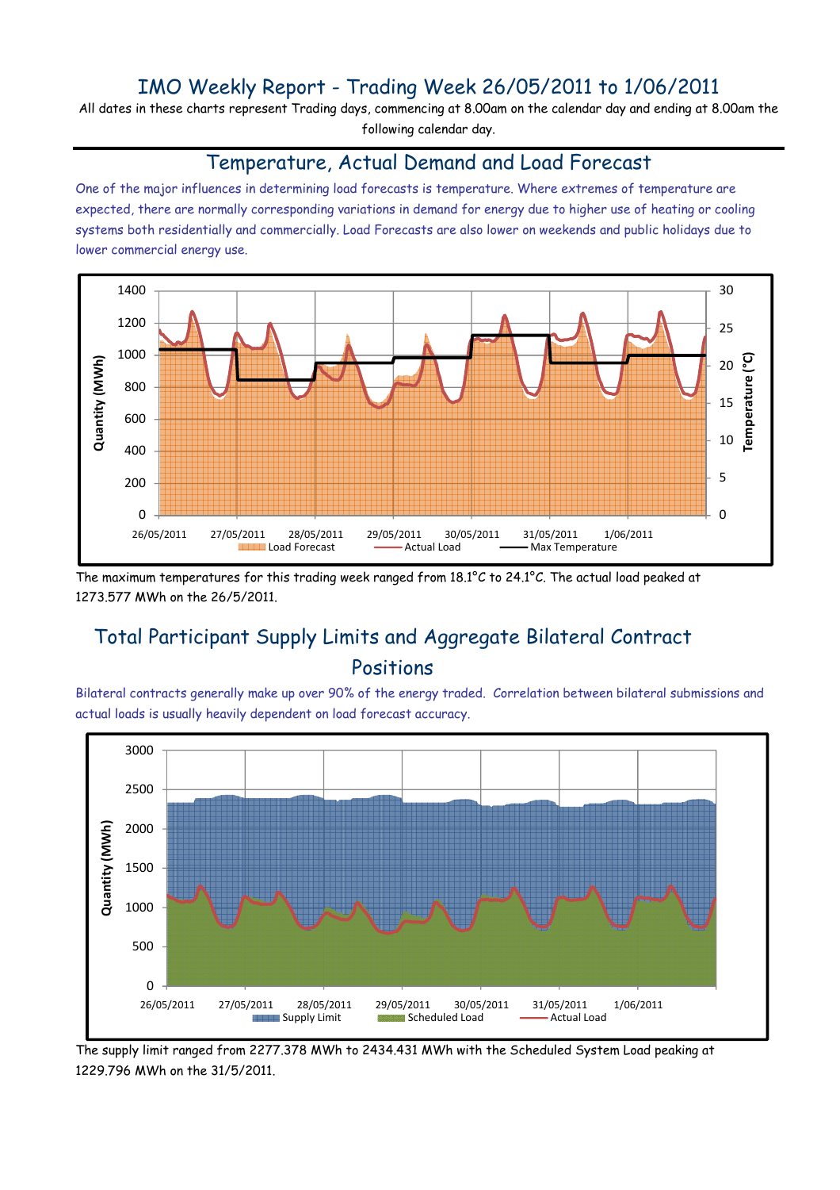# IMO Weekly Report - Trading Week 26/05/2011 to 1/06/2011

All dates in these charts represent Trading days, commencing at 8.00am on the calendar day and ending at 8.00am the following calendar day.

## Temperature, Actual Demand and Load Forecast

One of the major influences in determining load forecasts is temperature. Where extremes of temperature are expected, there are normally corresponding variations in demand for energy due to higher use of heating or cooling systems both residentially and commercially. Load Forecasts are also lower on weekends and public holidays due to lower commercial energy use.

The maximum temperatures for this trading week ranged from 18.1°C to 24.1°C. The actual load peaked at 1273.577 MWh on the 26/5/2011.

## Total Participant Supply Limits and Aggregate Bilateral Contract Positions

Bilateral contracts generally make up over 90% of the energy traded. Correlation between bilateral submissions and actual loads is usually heavily dependent on load forecast accuracy.

The supply limit ranged from 2277.378 MWh to 2434.431 MWh with the Scheduled System Load peaking at 1229.796 MWh on the 31/5/2011.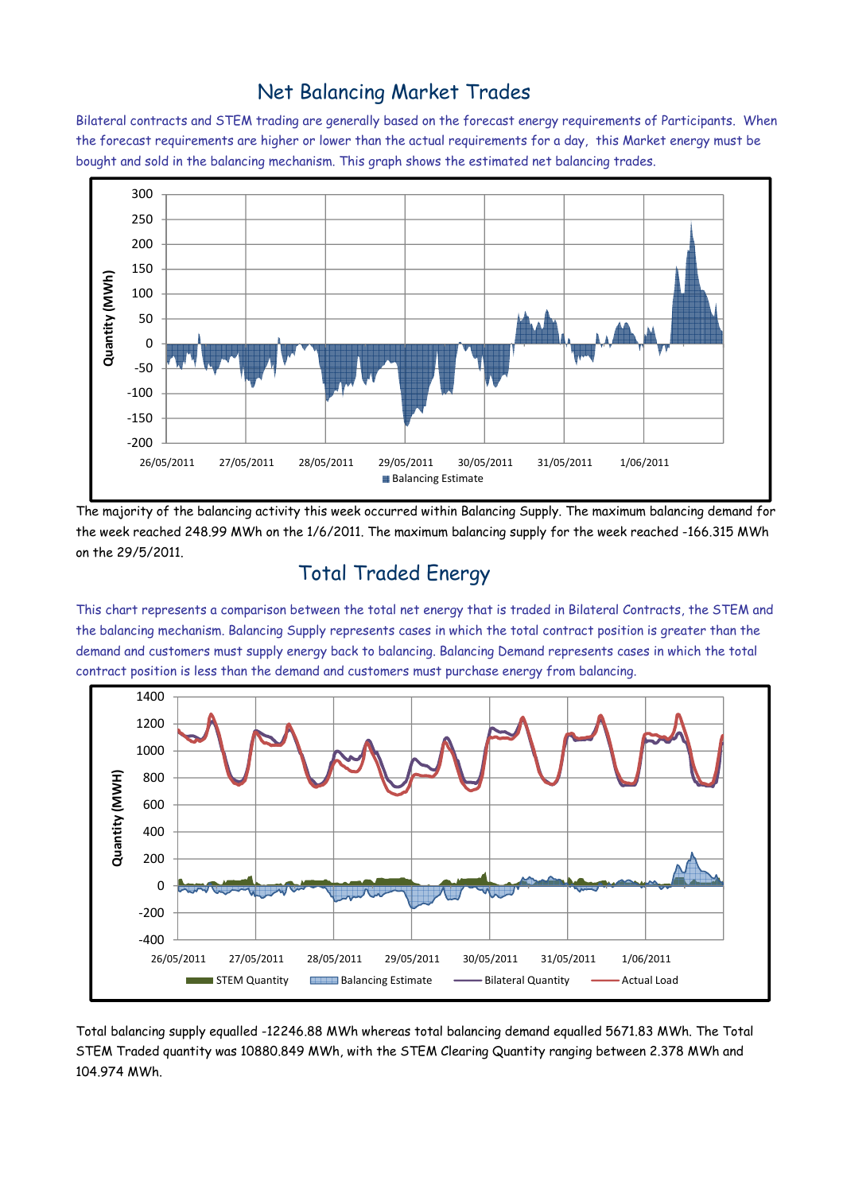## Net Balancing Market Trades

Bilateral contracts and STEM trading are generally based on the forecast energy requirements of Participants. When the forecast requirements are higher or lower than the actual requirements for a day, this Market energy must be bought and sold in the balancing mechanism. This graph shows the estimated net balancing trades.

The majority of the balancing activity this week occurred within Balancing Supply. The maximum balancing demand for the week reached 248.99 MWh on the 1/6/2011. The maximum balancing supply for the week reached -166.315 MWh on the 29/5/2011.

## Total Traded Energy

This chart represents a comparison between the total net energy that is traded in Bilateral Contracts, the STEM and the balancing mechanism. Balancing Supply represents cases in which the total contract position is greater than the demand and customers must supply energy back to balancing. Balancing Demand represents cases in which the total contract position is less than the demand and customers must purchase energy from balancing.

Total balancing supply equalled -12246.88 MWh whereas total balancing demand equalled 5671.83 MWh. The Total STEM Traded quantity was 10880.849 MWh, with the STEM Clearing Quantity ranging between 2.378 MWh and 104.974 MWh.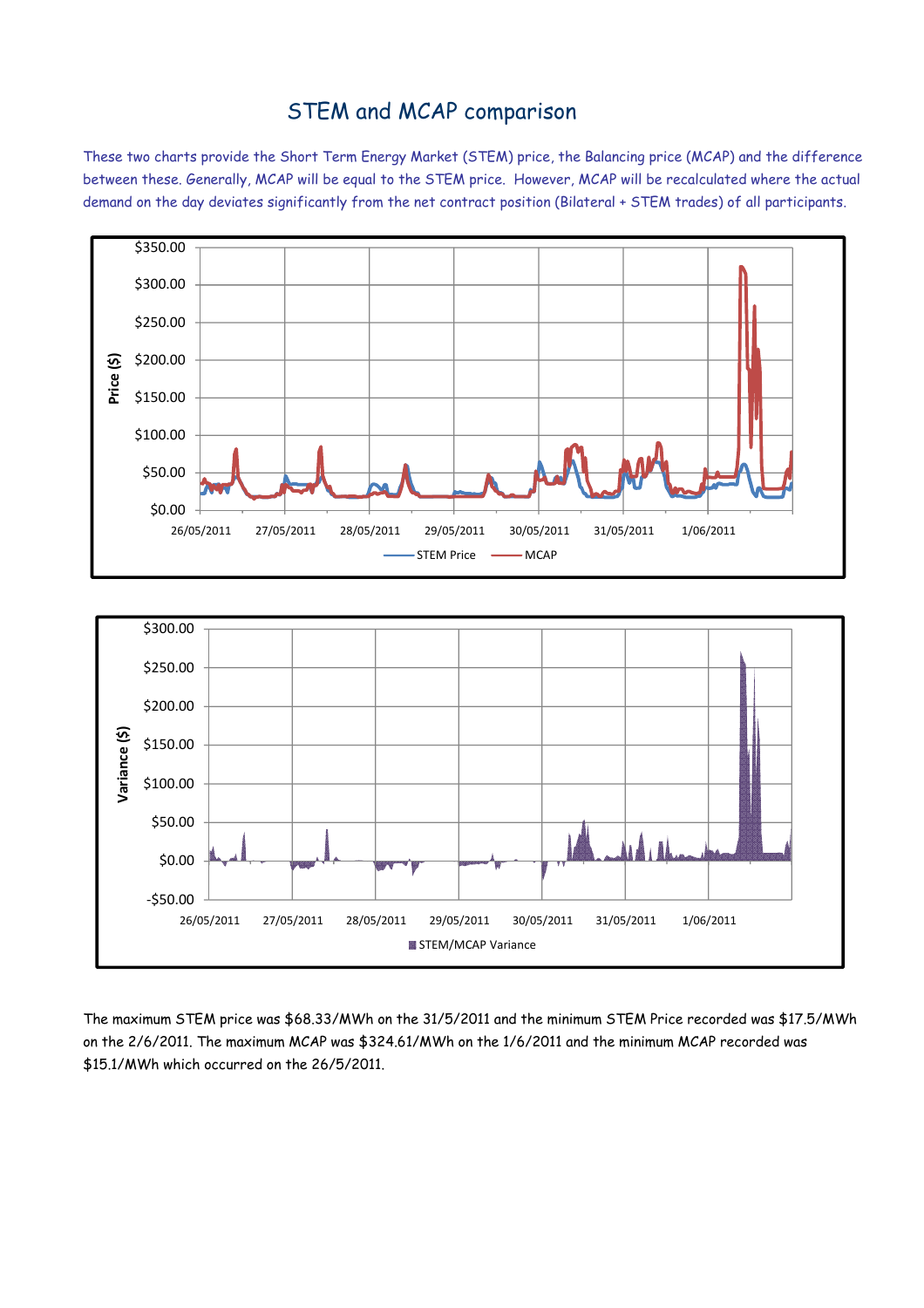# STEM and MCAP comparison

These two charts provide the Short Term Energy Market (STEM) price, the Balancing price (MCAP) and the difference between these. Generally, MCAP will be equal to the STEM price. However, MCAP will be recalculated where the actual demand on the day deviates significantly from the net contract position (Bilateral + STEM trades) of all participants.

Price ($)
$350.00
$300.00
$250.00
$200.00
$150.00
$100.00
$50.00
$0.00
26/05/2011
27/05/2011
28/05/2011
29/05/2011
30/05/2011
31/05/2011
1/06/2011
STEM Price
MCAP

Variance ($)
$300.00
$250.00
$200.00
$150.00
$100.00
$50.00
$0.00
-$50.00
26/05/2011
27/05/2011
28/05/2011
29/05/2011
30/05/2011
31/05/2011
1/06/2011
STEM/MCAP Variance

The maximum STEM price was $68.33/MWh on the 31/5/2011 and the minimum STEM Price recorded was $17.5/MWh on the 2/6/2011. The maximum MCAP was $324.61/MWh on the 1/6/2011 and the minimum MCAP recorded was $15.1/MWh which occurred on the 26/5/2011.